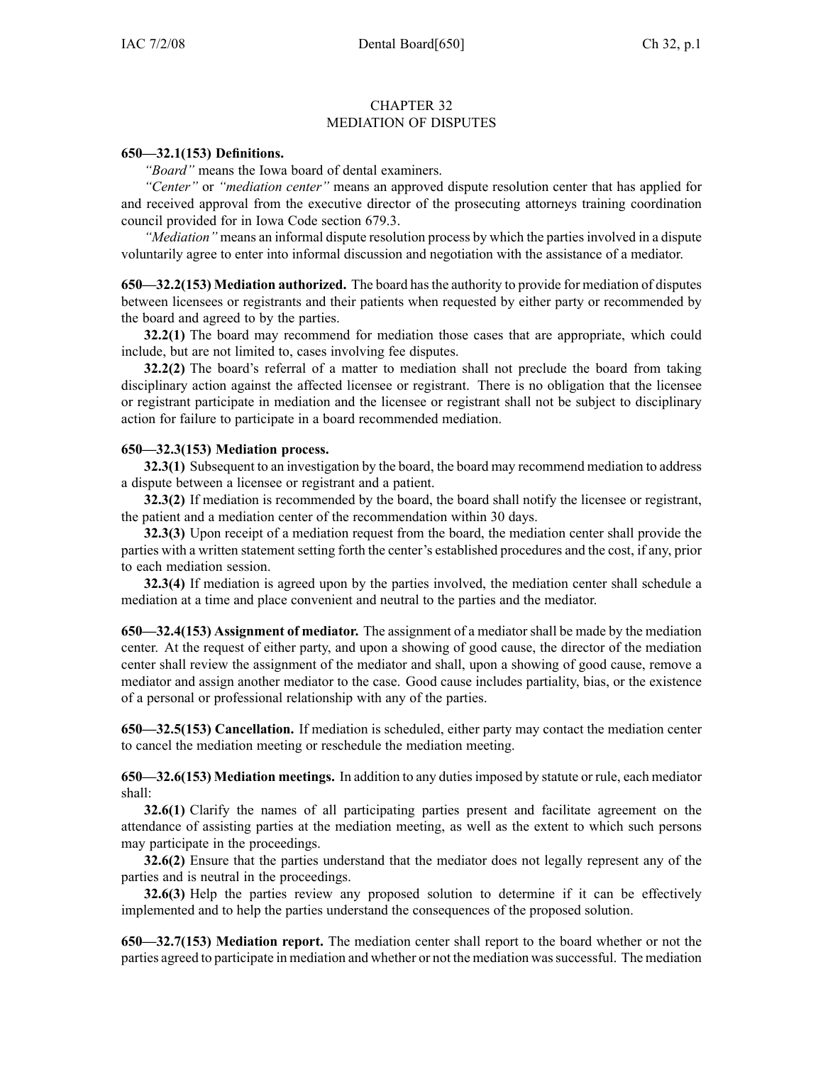# CHAPTER 32
# MEDIATION OF DISPUTES

**650—32.1(153) Definitions.**

*"Board"* means the Iowa board of dental examiners.

*"Center"* or *"mediation center"* means an approved dispute resolution center that has applied for and received approval from the executive director of the prosecuting attorneys training coordination council provided for in Iowa Code section 679.3.

*"Mediation"* means an informal dispute resolution process by which the parties involved in a dispute voluntarily agree to enter into informal discussion and negotiation with the assistance of a mediator.

**650—32.2(153) Mediation authorized.** The board has the authority to provide for mediation of disputes between licensees or registrants and their patients when requested by either party or recommended by the board and agreed to by the parties.

**32.2(1)** The board may recommend for mediation those cases that are appropriate, which could include, but are not limited to, cases involving fee disputes.

**32.2(2)** The board's referral of a matter to mediation shall not preclude the board from taking disciplinary action against the affected licensee or registrant. There is no obligation that the licensee or registrant participate in mediation and the licensee or registrant shall not be subject to disciplinary action for failure to participate in a board recommended mediation.

**650—32.3(153) Mediation process.**

**32.3(1)** Subsequent to an investigation by the board, the board may recommend mediation to address a dispute between a licensee or registrant and a patient.

**32.3(2)** If mediation is recommended by the board, the board shall notify the licensee or registrant, the patient and a mediation center of the recommendation within 30 days.

**32.3(3)** Upon receipt of a mediation request from the board, the mediation center shall provide the parties with a written statement setting forth the center's established procedures and the cost, if any, prior to each mediation session.

**32.3(4)** If mediation is agreed upon by the parties involved, the mediation center shall schedule a mediation at a time and place convenient and neutral to the parties and the mediator.

**650—32.4(153) Assignment of mediator.** The assignment of a mediator shall be made by the mediation center. At the request of either party, and upon a showing of good cause, the director of the mediation center shall review the assignment of the mediator and shall, upon a showing of good cause, remove a mediator and assign another mediator to the case. Good cause includes partiality, bias, or the existence of a personal or professional relationship with any of the parties.

**650—32.5(153) Cancellation.** If mediation is scheduled, either party may contact the mediation center to cancel the mediation meeting or reschedule the mediation meeting.

**650—32.6(153) Mediation meetings.** In addition to any duties imposed by statute or rule, each mediator shall:

**32.6(1)** Clarify the names of all participating parties present and facilitate agreement on the attendance of assisting parties at the mediation meeting, as well as the extent to which such persons may participate in the proceedings.

**32.6(2)** Ensure that the parties understand that the mediator does not legally represent any of the parties and is neutral in the proceedings.

**32.6(3)** Help the parties review any proposed solution to determine if it can be effectively implemented and to help the parties understand the consequences of the proposed solution.

**650—32.7(153) Mediation report.** The mediation center shall report to the board whether or not the parties agreed to participate in mediation and whether or not the mediation was successful. The mediation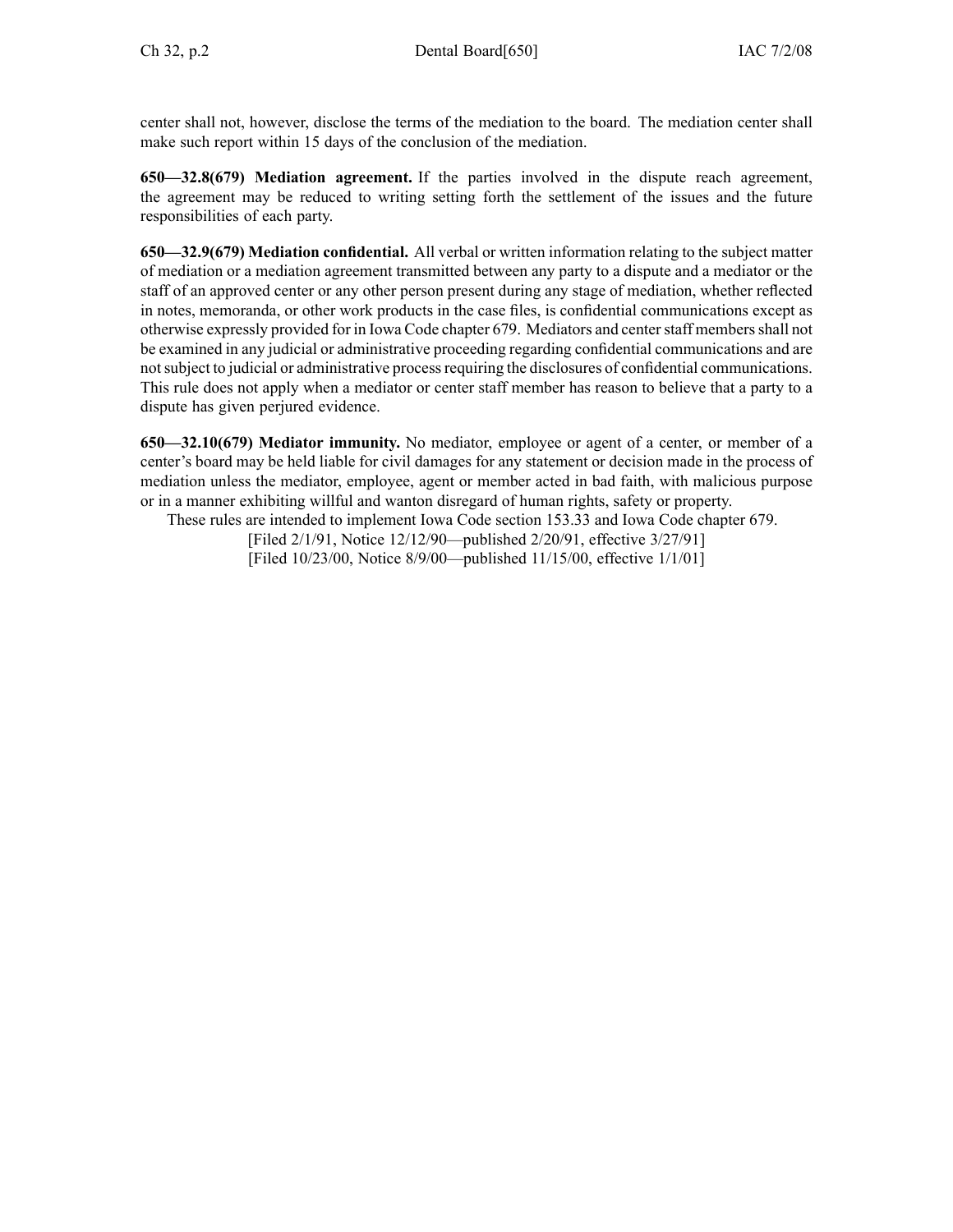center shall not, however, disclose the terms of the mediation to the board. The mediation center shall make such report within 15 days of the conclusion of the mediation.

**650—32.8(679) Mediation agreement.** If the parties involved in the dispute reach agreement, the agreement may be reduced to writing setting forth the settlement of the issues and the future responsibilities of each party.

**650—32.9(679) Mediation confidential.** All verbal or written information relating to the subject matter of mediation or a mediation agreement transmitted between any party to a dispute and a mediator or the staff of an approved center or any other person present during any stage of mediation, whether reflected in notes, memoranda, or other work products in the case files, is confidential communications except as otherwise expressly provided for in Iowa Code chapter 679. Mediators and center staff members shall not be examined in any judicial or administrative proceeding regarding confidential communications and are not subject to judicial or administrative process requiring the disclosures of confidential communications. This rule does not apply when a mediator or center staff member has reason to believe that a party to a dispute has given perjured evidence.

**650—32.10(679) Mediator immunity.** No mediator, employee or agent of a center, or member of a center's board may be held liable for civil damages for any statement or decision made in the process of mediation unless the mediator, employee, agent or member acted in bad faith, with malicious purpose or in a manner exhibiting willful and wanton disregard of human rights, safety or property.

These rules are intended to implement Iowa Code section 153.33 and Iowa Code chapter 679.

[Filed 2/1/91, Notice 12/12/90—published 2/20/91, effective 3/27/91]
[Filed 10/23/00, Notice 8/9/00—published 11/15/00, effective 1/1/01]